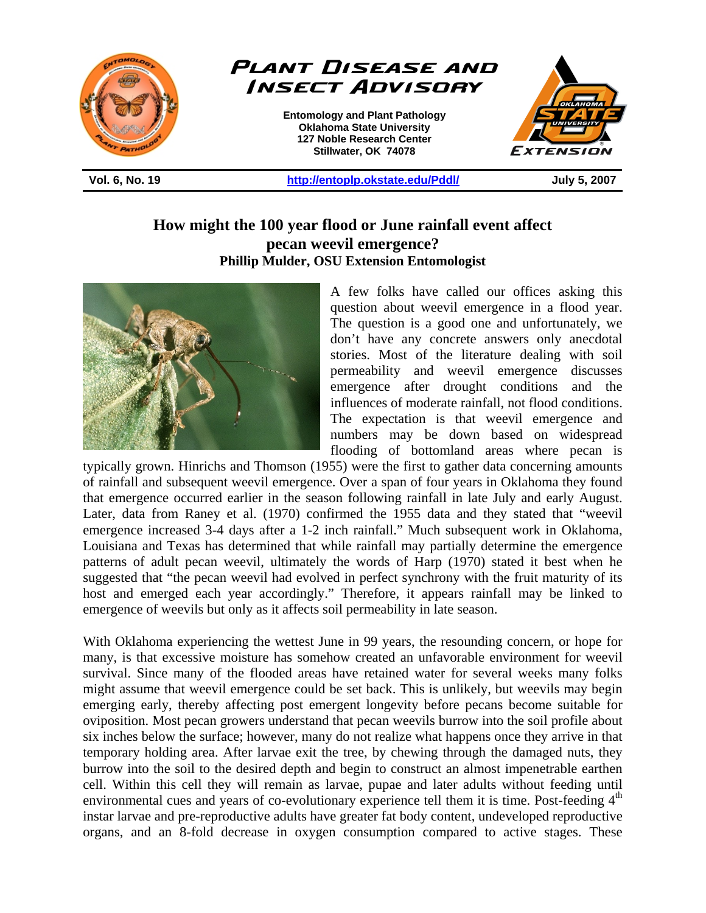# Plant Disease and Insect Advisory

**Entomology and Plant Pathology**
**Oklahoma State University**
**127 Noble Research Center**
**Stillwater, OK 74078**

**Vol. 6, No. 19** | **http://entoplp.okstate.edu/Pddl/** | **July 5, 2007**

## How might the 100 year flood or June rainfall event affect pecan weevil emergence?

**Phillip Mulder, OSU Extension Entomologist**

A few folks have called our offices asking this question about weevil emergence in a flood year. The question is a good one and unfortunately, we don't have any concrete answers only anecdotal stories. Most of the literature dealing with soil permeability and weevil emergence discusses emergence after drought conditions and the influences of moderate rainfall, not flood conditions. The expectation is that weevil emergence and numbers may be down based on widespread flooding of bottomland areas where pecan is typically grown. Hinrichs and Thomson (1955) were the first to gather data concerning amounts of rainfall and subsequent weevil emergence. Over a span of four years in Oklahoma they found that emergence occurred earlier in the season following rainfall in late July and early August. Later, data from Raney et al. (1970) confirmed the 1955 data and they stated that "weevil emergence increased 3-4 days after a 1-2 inch rainfall." Much subsequent work in Oklahoma, Louisiana and Texas has determined that while rainfall may partially determine the emergence patterns of adult pecan weevil, ultimately the words of Harp (1970) stated it best when he suggested that "the pecan weevil had evolved in perfect synchrony with the fruit maturity of its host and emerged each year accordingly." Therefore, it appears rainfall may be linked to emergence of weevils but only as it affects soil permeability in late season.

With Oklahoma experiencing the wettest June in 99 years, the resounding concern, or hope for many, is that excessive moisture has somehow created an unfavorable environment for weevil survival. Since many of the flooded areas have retained water for several weeks many folks might assume that weevil emergence could be set back. This is unlikely, but weevils may begin emerging early, thereby affecting post emergent longevity before pecans become suitable for oviposition. Most pecan growers understand that pecan weevils burrow into the soil profile about six inches below the surface; however, many do not realize what happens once they arrive in that temporary holding area. After larvae exit the tree, by chewing through the damaged nuts, they burrow into the soil to the desired depth and begin to construct an almost impenetrable earthen cell. Within this cell they will remain as larvae, pupae and later adults without feeding until environmental cues and years of co-evolutionary experience tell them it is time. Post-feeding 4th instar larvae and pre-reproductive adults have greater fat body content, undeveloped reproductive organs, and an 8-fold decrease in oxygen consumption compared to active stages. These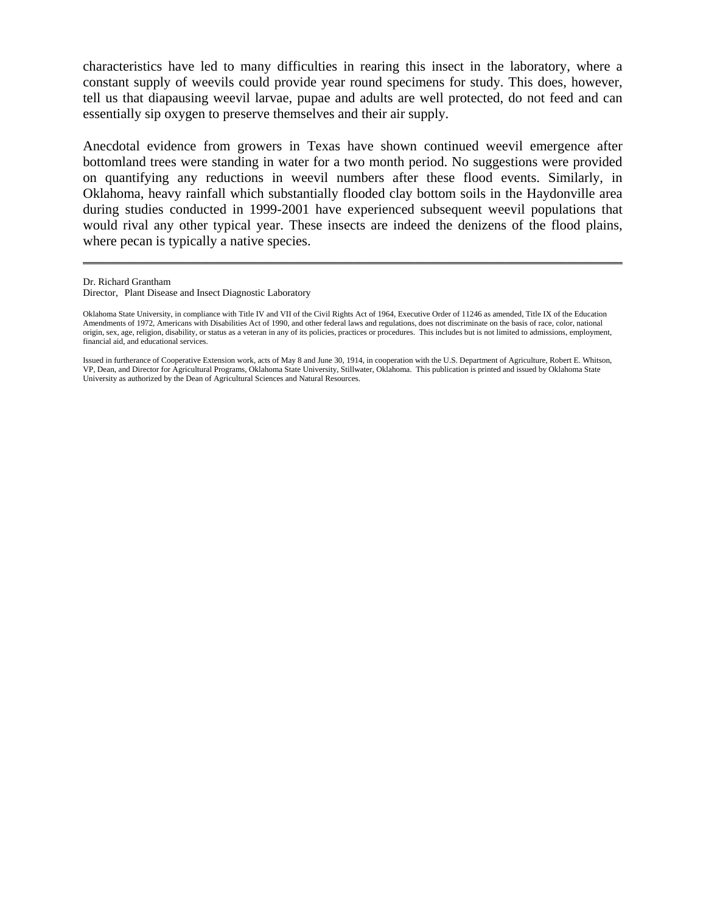characteristics have led to many difficulties in rearing this insect in the laboratory, where a constant supply of weevils could provide year round specimens for study. This does, however, tell us that diapausing weevil larvae, pupae and adults are well protected, do not feed and can essentially sip oxygen to preserve themselves and their air supply.

Anecdotal evidence from growers in Texas have shown continued weevil emergence after bottomland trees were standing in water for a two month period. No suggestions were provided on quantifying any reductions in weevil numbers after these flood events. Similarly, in Oklahoma, heavy rainfall which substantially flooded clay bottom soils in the Haydonville area during studies conducted in 1999-2001 have experienced subsequent weevil populations that would rival any other typical year. These insects are indeed the denizens of the flood plains, where pecan is typically a native species.

---

Dr. Richard Grantham
Director, Plant Disease and Insect Diagnostic Laboratory

Oklahoma State University, in compliance with Title IV and VII of the Civil Rights Act of 1964, Executive Order of 11246 as amended, Title IX of the Education Amendments of 1972, Americans with Disabilities Act of 1990, and other federal laws and regulations, does not discriminate on the basis of race, color, national origin, sex, age, religion, disability, or status as a veteran in any of its policies, practices or procedures. This includes but is not limited to admissions, employment, financial aid, and educational services.

Issued in furtherance of Cooperative Extension work, acts of May 8 and June 30, 1914, in cooperation with the U.S. Department of Agriculture, Robert E. Whitson, VP, Dean, and Director for Agricultural Programs, Oklahoma State University, Stillwater, Oklahoma. This publication is printed and issued by Oklahoma State University as authorized by the Dean of Agricultural Sciences and Natural Resources.